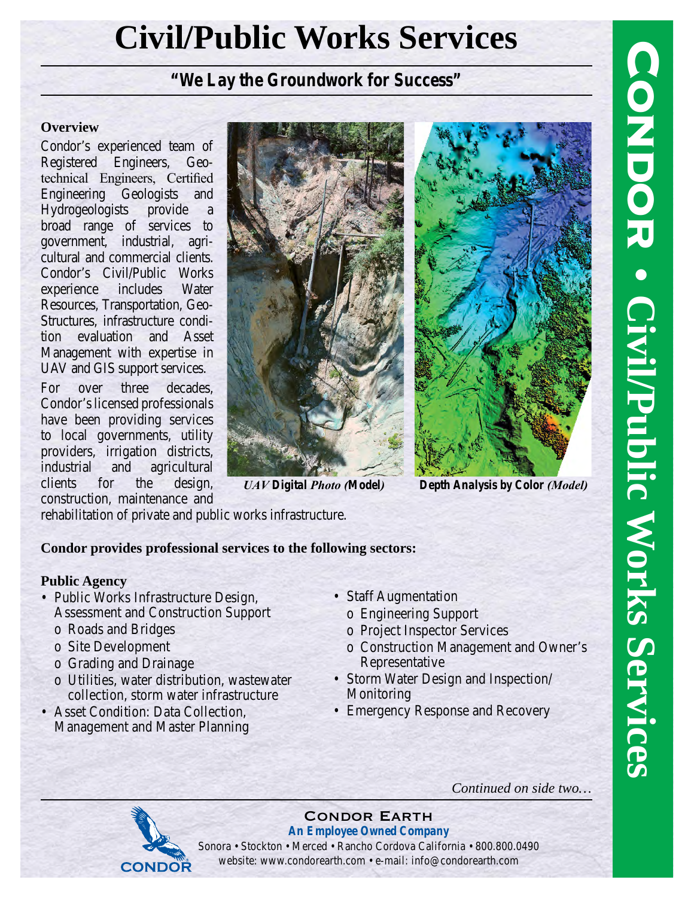# Civil/Public Works Services

## "We Lay the Groundwork for Success"

**Overview**

Condor's experienced team of Registered Engineers, Geotechnical Engineers, Certified Engineering Geologists and Hydrogeologists provide a broad range of services to government, industrial, agricultural and commercial clients. Condor's Civil/Public Works experience includes Water Resources, Transportation, Geo-Structures, infrastructure condition evaluation and Asset Management with expertise in UAV and GIS support services.

For over three decades, Condor's licensed professionals have been providing services to local governments, utility providers, irrigation districts, industrial and agricultural clients for the design, construction, maintenance and rehabilitation of private and public works infrastructure.

***UAV* Digital *Photo (*Model*)***

**Depth Analysis by Color *(Model)***

**Condor provides professional services to the following sectors:**

**Public Agency**

- Public Works Infrastructure Design, Assessment and Construction Support
  - o Roads and Bridges
  - o Site Development
  - o Grading and Drainage
  - o Utilities, water distribution, wastewater collection, storm water infrastructure
- Asset Condition: Data Collection, Management and Master Planning
- Staff Augmentation
  - o Engineering Support
  - o Project Inspector Services
  - o Construction Management and Owner's Representative
- Storm Water Design and Inspection/ Monitoring
- Emergency Response and Recovery

*Continued on side two…*

CONDOR EARTH
***An Employee Owned Company***
Sonora • Stockton • Merced • Rancho Cordova California • 800.800.0490
website: www.condorearth.com • e-mail: info@condorearth.com

CONDOR • Civil/Public Works Services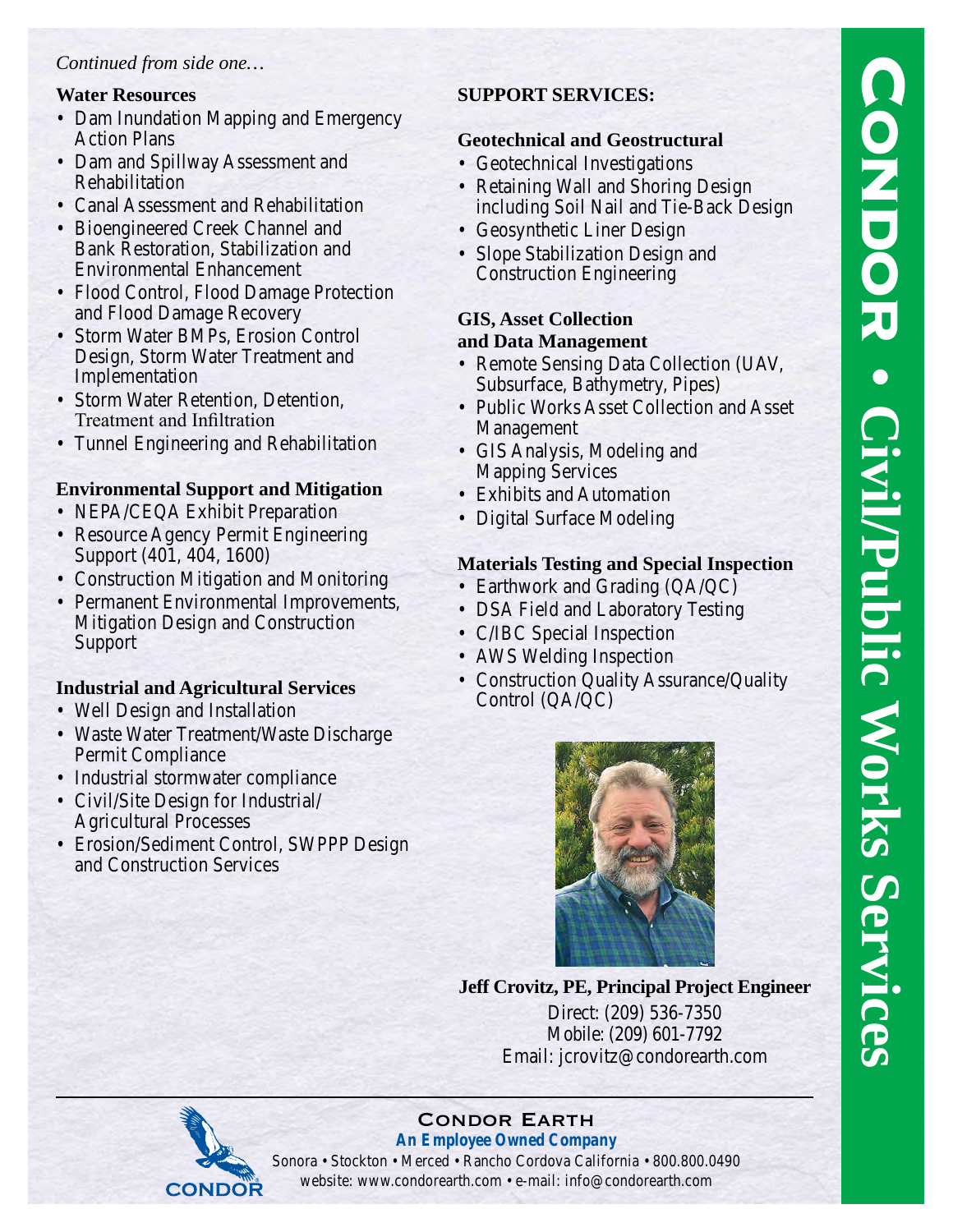*Continued from side one…*

**Water Resources**

- Dam Inundation Mapping and Emergency Action Plans
- Dam and Spillway Assessment and Rehabilitation
- Canal Assessment and Rehabilitation
- Bioengineered Creek Channel and Bank Restoration, Stabilization and Environmental Enhancement
- Flood Control, Flood Damage Protection and Flood Damage Recovery
- Storm Water BMPs, Erosion Control Design, Storm Water Treatment and Implementation
- Storm Water Retention, Detention, Treatment and Infiltration
- Tunnel Engineering and Rehabilitation

**Environmental Support and Mitigation**

- NEPA/CEQA Exhibit Preparation
- Resource Agency Permit Engineering Support (401, 404, 1600)
- Construction Mitigation and Monitoring
- Permanent Environmental Improvements, Mitigation Design and Construction Support

**Industrial and Agricultural Services**

- Well Design and Installation
- Waste Water Treatment/Waste Discharge Permit Compliance
- Industrial stormwater compliance
- Civil/Site Design for Industrial/Agricultural Processes
- Erosion/Sediment Control, SWPPP Design and Construction Services

**SUPPORT SERVICES:**

**Geotechnical and Geostructural**

- Geotechnical Investigations
- Retaining Wall and Shoring Design including Soil Nail and Tie-Back Design
- Geosynthetic Liner Design
- Slope Stabilization Design and Construction Engineering

**GIS, Asset Collection and Data Management**

- Remote Sensing Data Collection (UAV, Subsurface, Bathymetry, Pipes)
- Public Works Asset Collection and Asset Management
- GIS Analysis, Modeling and Mapping Services
- Exhibits and Automation
- Digital Surface Modeling

**Materials Testing and Special Inspection**

- Earthwork and Grading (QA/QC)
- DSA Field and Laboratory Testing
- C/IBC Special Inspection
- AWS Welding Inspection
- Construction Quality Assurance/Quality Control (QA/QC)

**Jeff Crovitz, PE, Principal Project Engineer**

Direct: (209) 536-7350
Mobile: (209) 601-7792
Email: jcrovitz@condorearth.com

**CONDOR • Civil/Public Works Services**

CONDOR

**Condor Earth**

***An Employee Owned Company***

Sonora • Stockton • Merced • Rancho Cordova California • 800.800.0490
website: www.condorearth.com • e-mail: info@condorearth.com